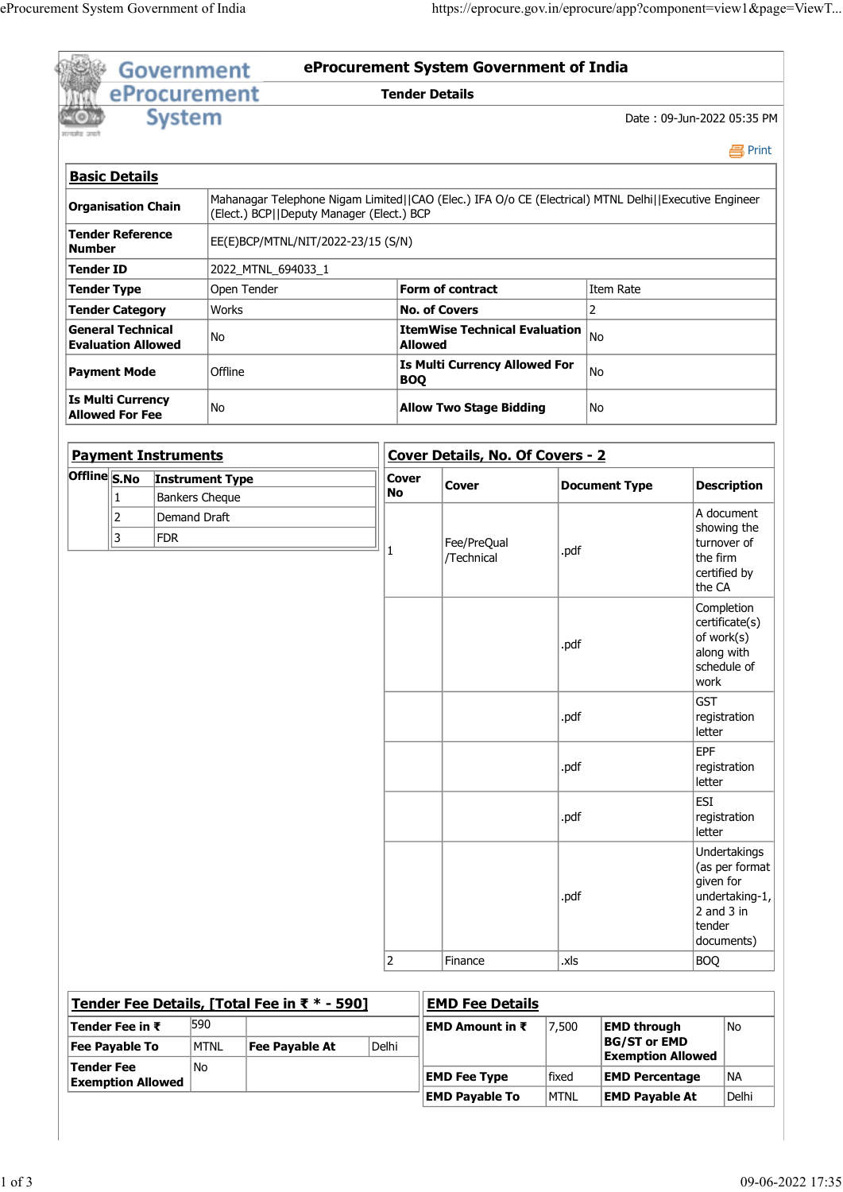# eProcurement System Government of India

## Tender Details

Date : 09-Jun-2022 05:35 PM

Print

### Basic Details

| | | | |
|---|---|---|---|
| **Organisation Chain** | Mahanagar Telephone Nigam Limited\|\|CAO (Elec.) IFA O/o CE (Electrical) MTNL Delhi\|\|Executive Engineer (Elec.) BCP\|\|Deputy Manager (Elec.) BCP | | |
| **Tender Reference Number** | EE(E)BCP/MTNL/NIT/2022-23/15 (S/N) | | |
| **Tender ID** | 2022_MTNL_694033_1 | | |
| **Tender Type** | Open Tender | **Form of contract** | Item Rate |
| **Tender Category** | Works | **No. of Covers** | 2 |
| **General Technical Evaluation Allowed** | No | **ItemWise Technical Evaluation Allowed** | No |
| **Payment Mode** | Offline | **Is Multi Currency Allowed For BOQ** | No |
| **Is Multi Currency Allowed For Fee** | No | **Allow Two Stage Bidding** | No |

### Payment Instruments

| Offline | S.No | Instrument Type |
|---|---|---|
| | 1 | Bankers Cheque |
| | 2 | Demand Draft |
| | 3 | FDR |

### Cover Details, No. Of Covers - 2

| Cover No | Cover | Document Type | Description |
|---|---|---|---|
| 1 | Fee/PreQual /Technical | .pdf | A document showing the turnover of the firm certified by the CA |
| | | .pdf | Completion certificate(s) of work(s) along with schedule of work |
| | | .pdf | GST registration letter |
| | | .pdf | EPF registration letter |
| | | .pdf | ESI registration letter |
| | | .pdf | Undertakings (as per format given for undertaking-1, 2 and 3 in tender documents) |
| 2 | Finance | .xls | BOQ |

### Tender Fee Details, [Total Fee in ₹ * - 590]

| | | | |
|---|---|---|---|
| **Tender Fee in ₹** | 590 | | |
| **Fee Payable To** | MTNL | **Fee Payable At** | Delhi |
| **Tender Fee Exemption Allowed** | No | | |

### EMD Fee Details

| | | | |
|---|---|---|---|
| **EMD Amount in ₹** | 7,500 | **EMD through BG/ST or EMD Exemption Allowed** | No |
| **EMD Fee Type** | fixed | **EMD Percentage** | NA |
| **EMD Payable To** | MTNL | **EMD Payable At** | Delhi |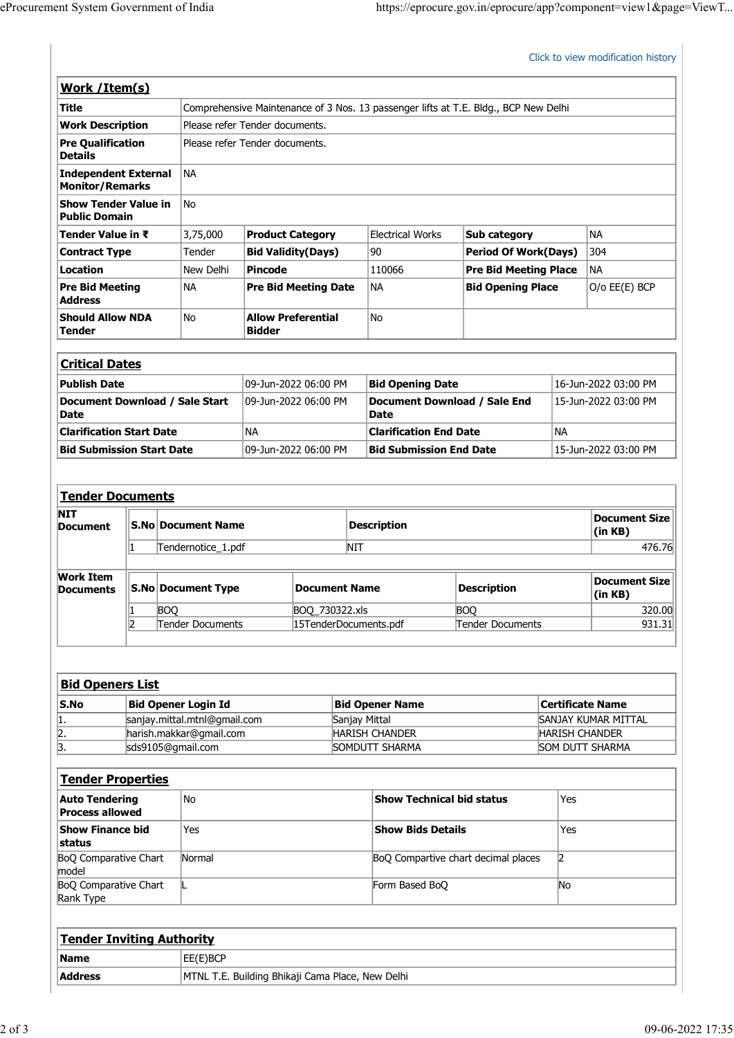Click to view modification history

## Work /Item(s)

| | | | | | |
|---|---|---|---|---|---|
| **Title** | Comprehensive Maintenance of 3 Nos. 13 passenger lifts at T.E. Bldg., BCP New Delhi | | | | |
| **Work Description** | Please refer Tender documents. | | | | |
| **Pre Qualification Details** | Please refer Tender documents. | | | | |
| **Independent External Monitor/Remarks** | NA | | | | |
| **Show Tender Value in Public Domain** | No | | | | |
| **Tender Value in ₹** | 3,75,000 | **Product Category** | Electrical Works | **Sub category** | NA |
| **Contract Type** | Tender | **Bid Validity(Days)** | 90 | **Period Of Work(Days)** | 304 |
| **Location** | New Delhi | **Pincode** | 110066 | **Pre Bid Meeting Place** | NA |
| **Pre Bid Meeting Address** | NA | **Pre Bid Meeting Date** | NA | **Bid Opening Place** | O/o EE(E) BCP |
| **Should Allow NDA Tender** | No | **Allow Preferential Bidder** | No | | |

## Critical Dates

| | | | |
|---|---|---|---|
| **Publish Date** | 09-Jun-2022 06:00 PM | **Bid Opening Date** | 16-Jun-2022 03:00 PM |
| **Document Download / Sale Start Date** | 09-Jun-2022 06:00 PM | **Document Download / Sale End Date** | 15-Jun-2022 03:00 PM |
| **Clarification Start Date** | NA | **Clarification End Date** | NA |
| **Bid Submission Start Date** | 09-Jun-2022 06:00 PM | **Bid Submission End Date** | 15-Jun-2022 03:00 PM |

## Tender Documents

**NIT Document**

| S.No | Document Name | Description | Document Size (in KB) |
|---|---|---|---|
| 1 | Tendernotice_1.pdf | NIT | 476.76 |

**Work Item Documents**

| S.No | Document Type | Document Name | Description | Document Size (in KB) |
|---|---|---|---|---|
| 1 | BOQ | BOQ_730322.xls | BOQ | 320.00 |
| 2 | Tender Documents | 15TenderDocuments.pdf | Tender Documents | 931.31 |

## Bid Openers List

| S.No | Bid Opener Login Id | Bid Opener Name | Certificate Name |
|---|---|---|---|
| 1. | sanjay.mittal.mtnl@gmail.com | Sanjay Mittal | SANJAY KUMAR MITTAL |
| 2. | harish.makkar@gmail.com | HARISH CHANDER | HARISH CHANDER |
| 3. | sds9105@gmail.com | SOMDUTT SHARMA | SOM DUTT SHARMA |

## Tender Properties

| | | | |
|---|---|---|---|
| **Auto Tendering Process allowed** | No | **Show Technical bid status** | Yes |
| **Show Finance bid status** | Yes | **Show Bids Details** | Yes |
| BoQ Comparative Chart model | Normal | BoQ Compartive chart decimal places | 2 |
| BoQ Comparative Chart Rank Type | L | Form Based BoQ | No |

## Tender Inviting Authority

| | |
|---|---|
| **Name** | EE(E)BCP |
| **Address** | MTNL T.E. Building Bhikaji Cama Place, New Delhi |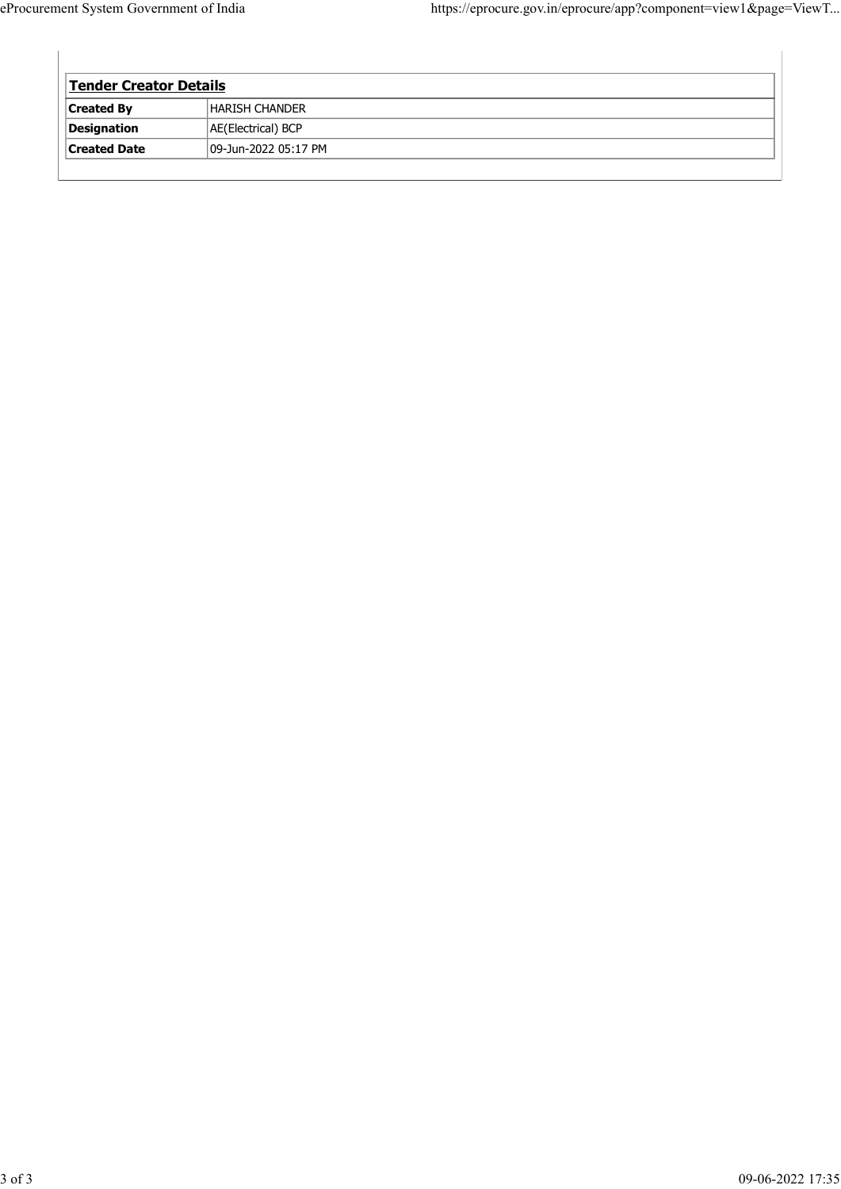## Tender Creator Details

| | |
|---|---|
| **Created By** | HARISH CHANDER |
| **Designation** | AE(Electrical) BCP |
| **Created Date** | 09-Jun-2022 05:17 PM |